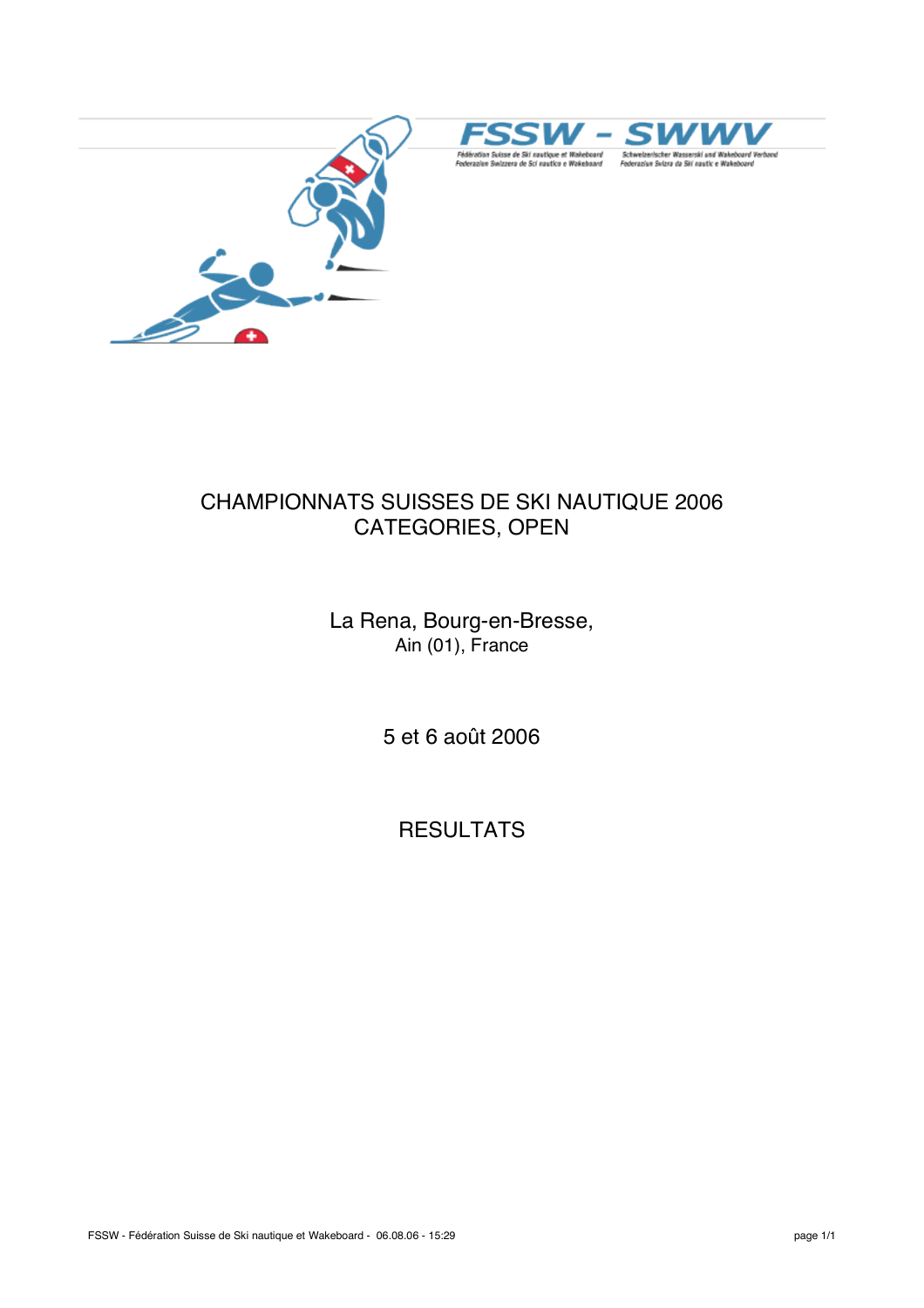# CHAMPIONNATS SUISSES DE SKI NAUTIQUE 2006
## CATEGORIES, OPEN

La Rena, Bourg-en-Bresse,
Ain (01), France

5 et 6 août 2006

## RESULTATS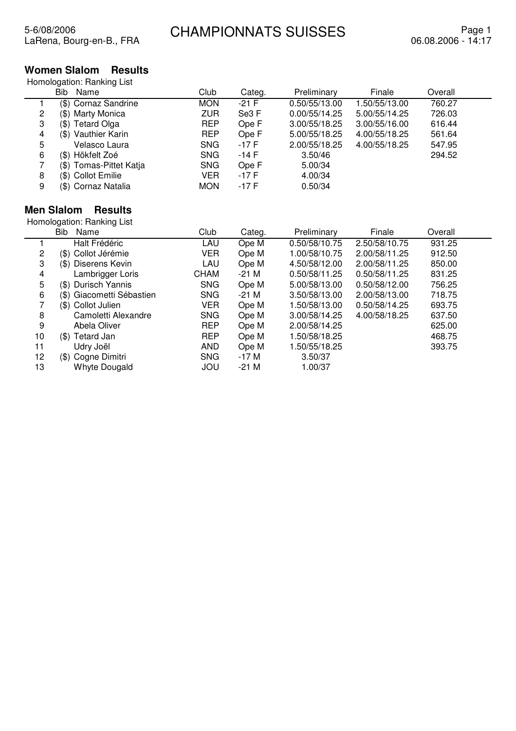5-6/08/2006
LaRena, Bourg-en-B., FRA

# CHAMPIONNATS SUISSES

06.08.2006 - 14:17

## Women Slalom Results

Homologation: Ranking List

| | Bib | Name | Club | Categ. | Preliminary | Finale | Overall |
|---|---|---|---|---|---|---|---|
| 1 | ($) | Cornaz Sandrine | MON | -21 F | 0.50/55/13.00 | 1.50/55/13.00 | 760.27 |
| 2 | ($) | Marty Monica | ZUR | Se3 F | 0.00/55/14.25 | 5.00/55/14.25 | 726.03 |
| 3 | ($) | Tetard Olga | REP | Ope F | 3.00/55/18.25 | 3.00/55/16.00 | 616.44 |
| 4 | ($) | Vauthier Karin | REP | Ope F | 5.00/55/18.25 | 4.00/55/18.25 | 561.64 |
| 5 | | Velasco Laura | SNG | -17 F | 2.00/55/18.25 | 4.00/55/18.25 | 547.95 |
| 6 | ($) | Hökfelt Zoé | SNG | -14 F | 3.50/46 | | 294.52 |
| 7 | ($) | Tomas-Pittet Katja | SNG | Ope F | 5.00/34 | | |
| 8 | ($) | Collot Emilie | VER | -17 F | 4.00/34 | | |
| 9 | ($) | Cornaz Natalia | MON | -17 F | 0.50/34 | | |

## Men Slalom Results

Homologation: Ranking List

| | Bib | Name | Club | Categ. | Preliminary | Finale | Overall |
|---|---|---|---|---|---|---|---|
| 1 | | Halt Frédéric | LAU | Ope M | 0.50/58/10.75 | 2.50/58/10.75 | 931.25 |
| 2 | ($) | Collot Jérémie | VER | Ope M | 1.00/58/10.75 | 2.00/58/11.25 | 912.50 |
| 3 | ($) | Diserens Kevin | LAU | Ope M | 4.50/58/12.00 | 2.00/58/11.25 | 850.00 |
| 4 | | Lambrigger Loris | CHAM | -21 M | 0.50/58/11.25 | 0.50/58/11.25 | 831.25 |
| 5 | ($) | Durisch Yannis | SNG | Ope M | 5.00/58/13.00 | 0.50/58/12.00 | 756.25 |
| 6 | ($) | Giacometti Sébastien | SNG | -21 M | 3.50/58/13.00 | 2.00/58/13.00 | 718.75 |
| 7 | ($) | Collot Julien | VER | Ope M | 1.50/58/13.00 | 0.50/58/14.25 | 693.75 |
| 8 | | Camoletti Alexandre | SNG | Ope M | 3.00/58/14.25 | 4.00/58/18.25 | 637.50 |
| 9 | | Abela Oliver | REP | Ope M | 2.00/58/14.25 | | 625.00 |
| 10 | ($) | Tetard Jan | REP | Ope M | 1.50/58/18.25 | | 468.75 |
| 11 | | Udry Joël | AND | Ope M | 1.50/55/18.25 | | 393.75 |
| 12 | ($) | Cogne Dimitri | SNG | -17 M | 3.50/37 | | |
| 13 | | Whyte Dougald | JOU | -21 M | 1.00/37 | | |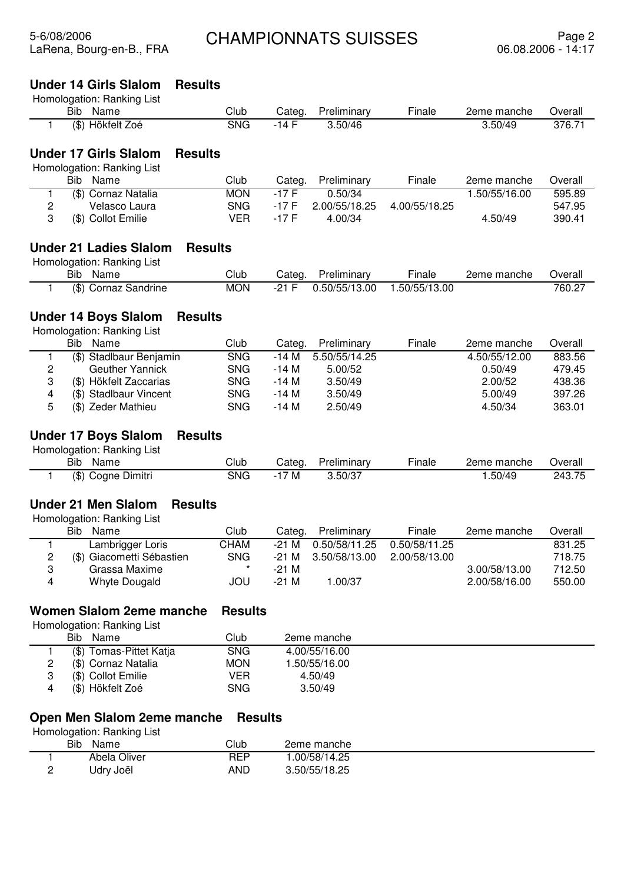# CHAMPIONNATS SUISSES

5-6/08/2006
LaRena, Bourg-en-B., FRA

### Under 14 Girls Slalom Results

Homologation: Ranking List

| | Bib | Name | Club | Categ. | Preliminary | Finale | 2eme manche | Overall |
|---|---|---|---|---|---|---|---|---|
| 1 | ($) | Hökfelt Zoé | SNG | -14 F | 3.50/46 | | 3.50/49 | 376.71 |

### Under 17 Girls Slalom Results

Homologation: Ranking List

| | Bib | Name | Club | Categ. | Preliminary | Finale | 2eme manche | Overall |
|---|---|---|---|---|---|---|---|---|
| 1 | ($) | Cornaz Natalia | MON | -17 F | 0.50/34 | | 1.50/55/16.00 | 595.89 |
| 2 | | Velasco Laura | SNG | -17 F | 2.00/55/18.25 | 4.00/55/18.25 | | 547.95 |
| 3 | ($) | Collot Emilie | VER | -17 F | 4.00/34 | | 4.50/49 | 390.41 |

### Under 21 Ladies Slalom Results

Homologation: Ranking List

| | Bib | Name | Club | Categ. | Preliminary | Finale | 2eme manche | Overall |
|---|---|---|---|---|---|---|---|---|
| 1 | ($) | Cornaz Sandrine | MON | -21 F | 0.50/55/13.00 | 1.50/55/13.00 | | 760.27 |

### Under 14 Boys Slalom Results

Homologation: Ranking List

| | Bib | Name | Club | Categ. | Preliminary | Finale | 2eme manche | Overall |
|---|---|---|---|---|---|---|---|---|
| 1 | ($) | Stadlbaur Benjamin | SNG | -14 M | 5.50/55/14.25 | | 4.50/55/12.00 | 883.56 |
| 2 | | Geuther Yannick | SNG | -14 M | 5.00/52 | | 0.50/49 | 479.45 |
| 3 | ($) | Hökfelt Zaccarias | SNG | -14 M | 3.50/49 | | 2.00/52 | 438.36 |
| 4 | ($) | Stadlbaur Vincent | SNG | -14 M | 3.50/49 | | 5.00/49 | 397.26 |
| 5 | ($) | Zeder Mathieu | SNG | -14 M | 2.50/49 | | 4.50/34 | 363.01 |

### Under 17 Boys Slalom Results

Homologation: Ranking List

| | Bib | Name | Club | Categ. | Preliminary | Finale | 2eme manche | Overall |
|---|---|---|---|---|---|---|---|---|
| 1 | ($) | Cogne Dimitri | SNG | -17 M | 3.50/37 | | 1.50/49 | 243.75 |

### Under 21 Men Slalom Results

Homologation: Ranking List

| | Bib | Name | Club | Categ. | Preliminary | Finale | 2eme manche | Overall |
|---|---|---|---|---|---|---|---|---|
| 1 | | Lambrigger Loris | CHAM | -21 M | 0.50/58/11.25 | 0.50/58/11.25 | | 831.25 |
| 2 | ($) | Giacometti Sébastien | SNG | -21 M | 3.50/58/13.00 | 2.00/58/13.00 | | 718.75 |
| 3 | | Grassa Maxime | * | -21 M | | | 3.00/58/13.00 | 712.50 |
| 4 | | Whyte Dougald | JOU | -21 M | 1.00/37 | | 2.00/58/16.00 | 550.00 |

### Women Slalom 2eme manche Results

Homologation: Ranking List

| | Bib | Name | Club | 2eme manche |
|---|---|---|---|---|
| 1 | ($) | Tomas-Pittet Katja | SNG | 4.00/55/16.00 |
| 2 | ($) | Cornaz Natalia | MON | 1.50/55/16.00 |
| 3 | ($) | Collot Emilie | VER | 4.50/49 |
| 4 | ($) | Hökfelt Zoé | SNG | 3.50/49 |

### Open Men Slalom 2eme manche Results

Homologation: Ranking List

| | Bib | Name | Club | 2eme manche |
|---|---|---|---|---|
| 1 | | Abela Oliver | REP | 1.00/58/14.25 |
| 2 | | Udry Joël | AND | 3.50/55/18.25 |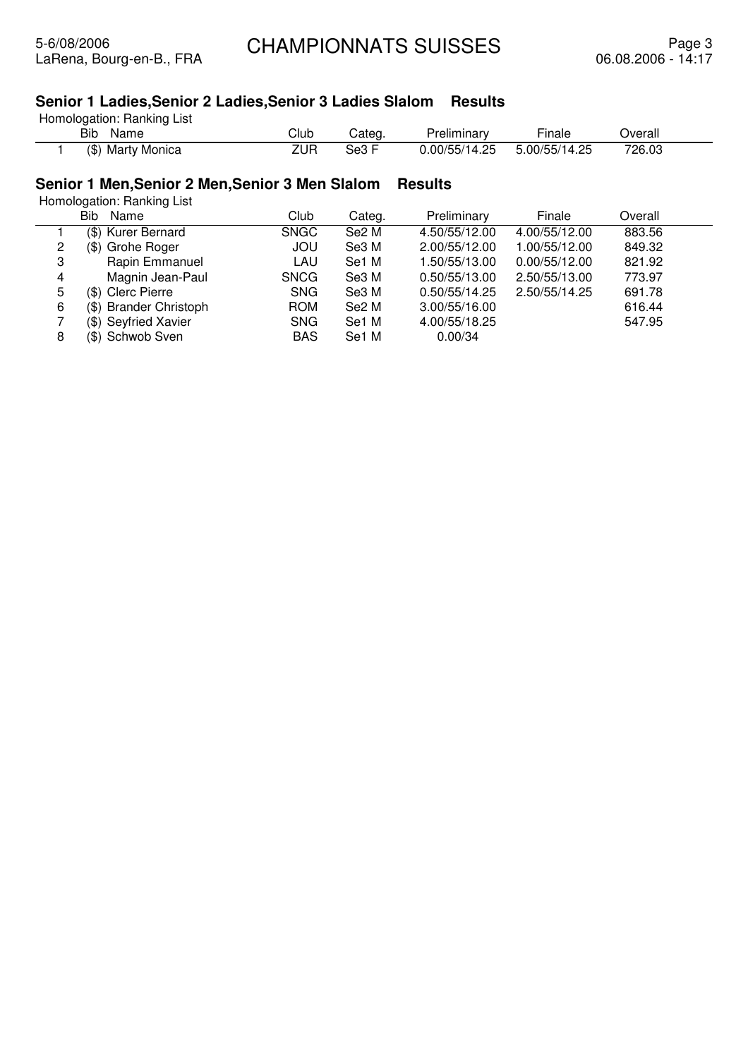## Senior 1 Ladies,Senior 2 Ladies,Senior 3 Ladies Slalom Results

Homologation: Ranking List

| | Bib | Name | Club | Categ. | Preliminary | Finale | Overall |
|---|---|---|---|---|---|---|---|
| 1 | ($) | Marty Monica | ZUR | Se3 F | 0.00/55/14.25 | 5.00/55/14.25 | 726.03 |

## Senior 1 Men,Senior 2 Men,Senior 3 Men Slalom Results

Homologation: Ranking List

| | Bib | Name | Club | Categ. | Preliminary | Finale | Overall |
|---|---|---|---|---|---|---|---|
| 1 | ($) | Kurer Bernard | SNGC | Se2 M | 4.50/55/12.00 | 4.00/55/12.00 | 883.56 |
| 2 | ($) | Grohe Roger | JOU | Se3 M | 2.00/55/12.00 | 1.00/55/12.00 | 849.32 |
| 3 | | Rapin Emmanuel | LAU | Se1 M | 1.50/55/13.00 | 0.00/55/12.00 | 821.92 |
| 4 | | Magnin Jean-Paul | SNCG | Se3 M | 0.50/55/13.00 | 2.50/55/13.00 | 773.97 |
| 5 | ($) | Clerc Pierre | SNG | Se3 M | 0.50/55/14.25 | 2.50/55/14.25 | 691.78 |
| 6 | ($) | Brander Christoph | ROM | Se2 M | 3.00/55/16.00 | | 616.44 |
| 7 | ($) | Seyfried Xavier | SNG | Se1 M | 4.00/55/18.25 | | 547.95 |
| 8 | ($) | Schwob Sven | BAS | Se1 M | 0.00/34 | | |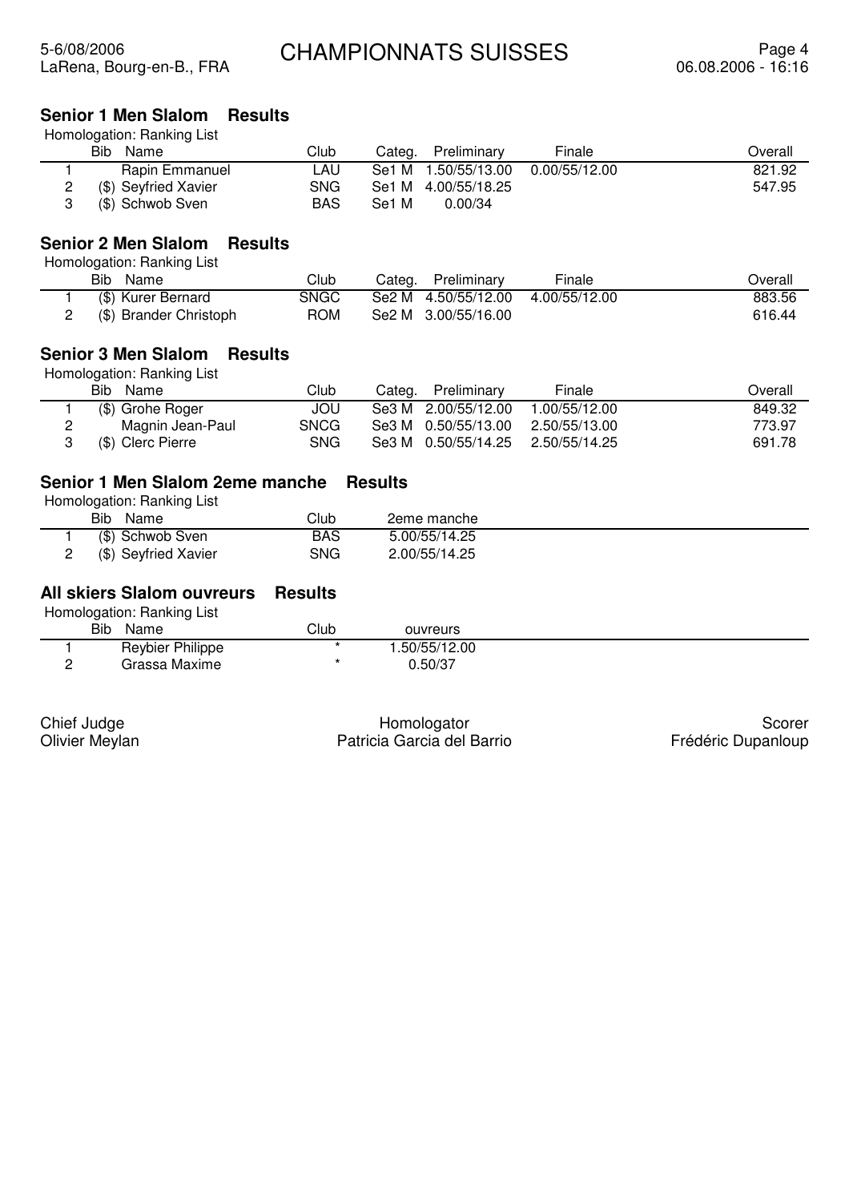# CHAMPIONNATS SUISSES

5-6/08/2006
LaRena, Bourg-en-B., FRA

## Senior 1 Men Slalom Results

Homologation: Ranking List

| | Bib | Name | Club | Categ. | Preliminary | Finale | Overall |
|---|---|---|---|---|---|---|---|
| 1 | | Rapin Emmanuel | LAU | Se1 M | 1.50/55/13.00 | 0.00/55/12.00 | 821.92 |
| 2 | ($) | Seyfried Xavier | SNG | Se1 M | 4.00/55/18.25 | | 547.95 |
| 3 | ($) | Schwob Sven | BAS | Se1 M | 0.00/34 | | |

## Senior 2 Men Slalom Results

Homologation: Ranking List

| | Bib | Name | Club | Categ. | Preliminary | Finale | Overall |
|---|---|---|---|---|---|---|---|
| 1 | ($) | Kurer Bernard | SNGC | Se2 M | 4.50/55/12.00 | 4.00/55/12.00 | 883.56 |
| 2 | ($) | Brander Christoph | ROM | Se2 M | 3.00/55/16.00 | | 616.44 |

## Senior 3 Men Slalom Results

Homologation: Ranking List

| | Bib | Name | Club | Categ. | Preliminary | Finale | Overall |
|---|---|---|---|---|---|---|---|
| 1 | ($) | Grohe Roger | JOU | Se3 M | 2.00/55/12.00 | 1.00/55/12.00 | 849.32 |
| 2 | | Magnin Jean-Paul | SNCG | Se3 M | 0.50/55/13.00 | 2.50/55/13.00 | 773.97 |
| 3 | ($) | Clerc Pierre | SNG | Se3 M | 0.50/55/14.25 | 2.50/55/14.25 | 691.78 |

## Senior 1 Men Slalom 2eme manche Results

Homologation: Ranking List

| | Bib | Name | Club | 2eme manche |
|---|---|---|---|---|
| 1 | ($) | Schwob Sven | BAS | 5.00/55/14.25 |
| 2 | ($) | Seyfried Xavier | SNG | 2.00/55/14.25 |

## All skiers Slalom ouvreurs Results

Homologation: Ranking List

| | Bib | Name | Club | ouvreurs |
|---|---|---|---|---|
| 1 | | Reybier Philippe | * | 1.50/55/12.00 |
| 2 | | Grassa Maxime | * | 0.50/37 |

| Chief Judge | Homologator | Scorer |
|---|---|---|
| Olivier Meylan | Patricia Garcia del Barrio | Frédéric Dupanloup |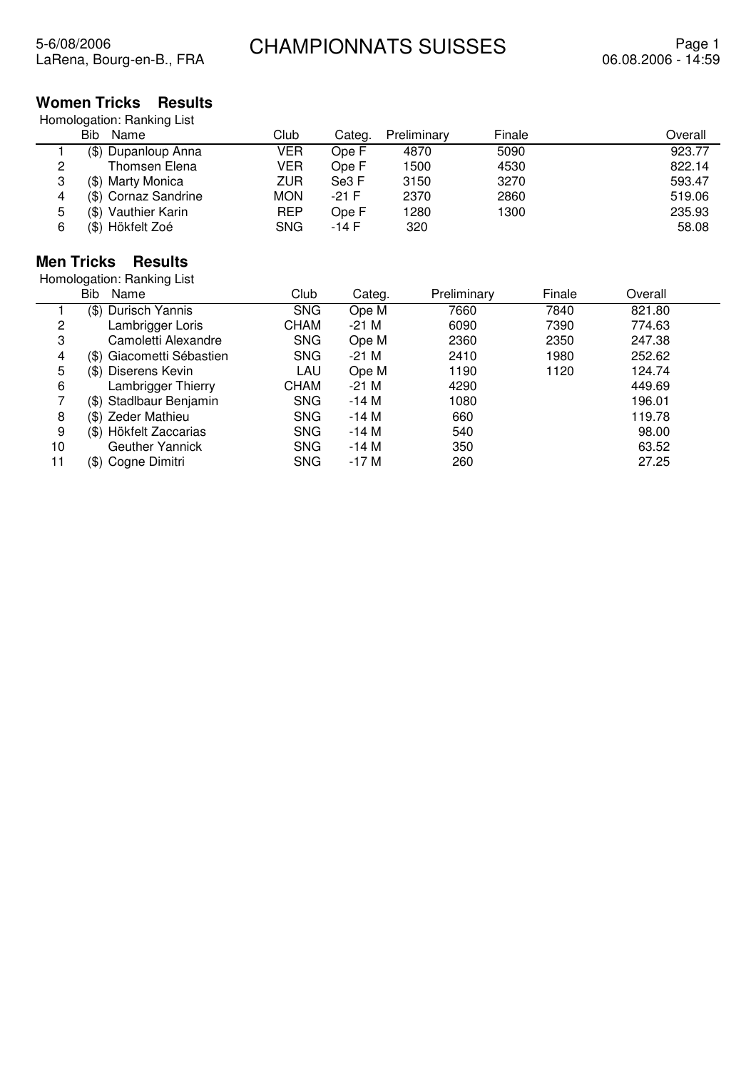## Women Tricks Results

Homologation: Ranking List

| | Bib | Name | Club | Categ. | Preliminary | Finale | Overall |
|---|---|---|---|---|---|---|---|
| 1 | ($) | Dupanloup Anna | VER | Ope F | 4870 | 5090 | 923.77 |
| 2 | | Thomsen Elena | VER | Ope F | 1500 | 4530 | 822.14 |
| 3 | ($) | Marty Monica | ZUR | Se3 F | 3150 | 3270 | 593.47 |
| 4 | ($) | Cornaz Sandrine | MON | -21 F | 2370 | 2860 | 519.06 |
| 5 | ($) | Vauthier Karin | REP | Ope F | 1280 | 1300 | 235.93 |
| 6 | ($) | Hökfelt Zoé | SNG | -14 F | 320 | | 58.08 |

## Men Tricks Results

Homologation: Ranking List

| | Bib | Name | Club | Categ. | Preliminary | Finale | Overall |
|---|---|---|---|---|---|---|---|
| 1 | ($) | Durisch Yannis | SNG | Ope M | 7660 | 7840 | 821.80 |
| 2 | | Lambrigger Loris | CHAM | -21 M | 6090 | 7390 | 774.63 |
| 3 | | Camoletti Alexandre | SNG | Ope M | 2360 | 2350 | 247.38 |
| 4 | ($) | Giacometti Sébastien | SNG | -21 M | 2410 | 1980 | 252.62 |
| 5 | ($) | Diserens Kevin | LAU | Ope M | 1190 | 1120 | 124.74 |
| 6 | | Lambrigger Thierry | CHAM | -21 M | 4290 | | 449.69 |
| 7 | ($) | Stadlbaur Benjamin | SNG | -14 M | 1080 | | 196.01 |
| 8 | ($) | Zeder Mathieu | SNG | -14 M | 660 | | 119.78 |
| 9 | ($) | Hökfelt Zaccarias | SNG | -14 M | 540 | | 98.00 |
| 10 | | Geuther Yannick | SNG | -14 M | 350 | | 63.52 |
| 11 | ($) | Cogne Dimitri | SNG | -17 M | 260 | | 27.25 |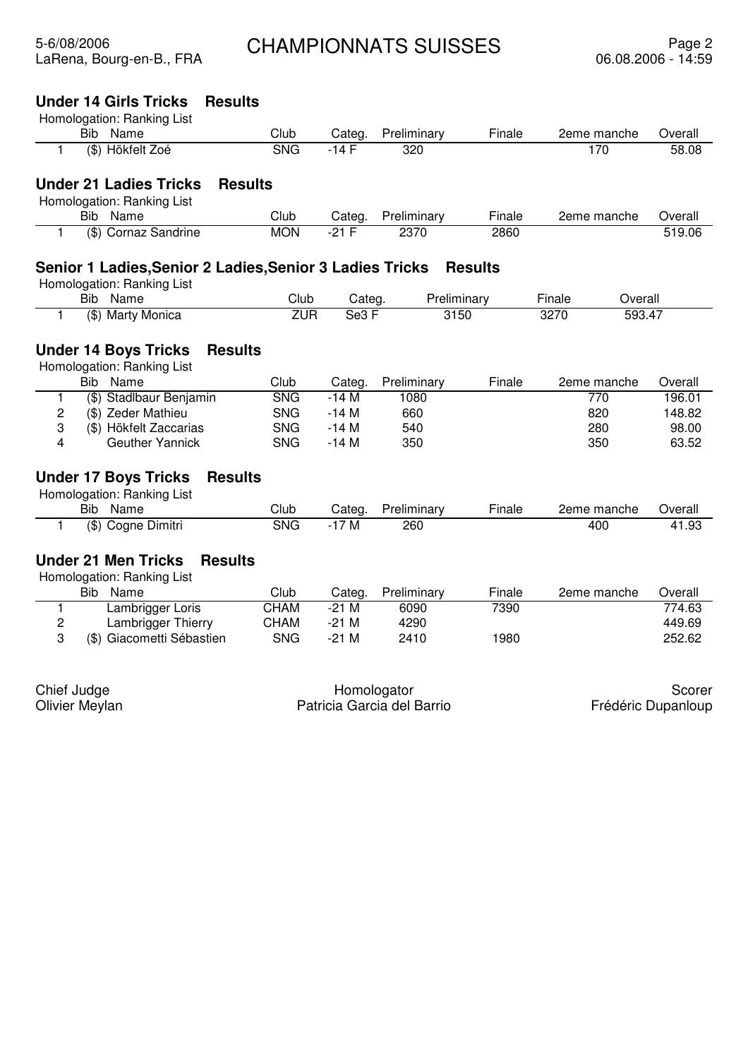# CHAMPIONNATS SUISSES

5-6/08/2006
LaRena, Bourg-en-B., FRA

06.08.2006 - 14:59

### Under 14 Girls Tricks Results

Homologation: Ranking List

| | Bib | Name | Club | Categ. | Preliminary | Finale | 2eme manche | Overall |
|---|---|---|---|---|---|---|---|---|
| 1 | ($) | Hökfelt Zoé | SNG | -14 F | 320 | | 170 | 58.08 |

### Under 21 Ladies Tricks Results

Homologation: Ranking List

| | Bib | Name | Club | Categ. | Preliminary | Finale | 2eme manche | Overall |
|---|---|---|---|---|---|---|---|---|
| 1 | ($) | Cornaz Sandrine | MON | -21 F | 2370 | 2860 | | 519.06 |

### Senior 1 Ladies,Senior 2 Ladies,Senior 3 Ladies Tricks Results

Homologation: Ranking List

| | Bib | Name | Club | Categ. | Preliminary | Finale | Overall |
|---|---|---|---|---|---|---|---|
| 1 | ($) | Marty Monica | ZUR | Se3 F | 3150 | 3270 | 593.47 |

### Under 14 Boys Tricks Results

Homologation: Ranking List

| | Bib | Name | Club | Categ. | Preliminary | Finale | 2eme manche | Overall |
|---|---|---|---|---|---|---|---|---|
| 1 | ($) | Stadlbaur Benjamin | SNG | -14 M | 1080 | | 770 | 196.01 |
| 2 | ($) | Zeder Mathieu | SNG | -14 M | 660 | | 820 | 148.82 |
| 3 | ($) | Hökfelt Zaccarias | SNG | -14 M | 540 | | 280 | 98.00 |
| 4 | | Geuther Yannick | SNG | -14 M | 350 | | 350 | 63.52 |

### Under 17 Boys Tricks Results

Homologation: Ranking List

| | Bib | Name | Club | Categ. | Preliminary | Finale | 2eme manche | Overall |
|---|---|---|---|---|---|---|---|---|
| 1 | ($) | Cogne Dimitri | SNG | -17 M | 260 | | 400 | 41.93 |

### Under 21 Men Tricks Results

Homologation: Ranking List

| | Bib | Name | Club | Categ. | Preliminary | Finale | 2eme manche | Overall |
|---|---|---|---|---|---|---|---|---|
| 1 | | Lambrigger Loris | CHAM | -21 M | 6090 | 7390 | | 774.63 |
| 2 | | Lambrigger Thierry | CHAM | -21 M | 4290 | | | 449.69 |
| 3 | ($) | Giacometti Sébastien | SNG | -21 M | 2410 | 1980 | | 252.62 |

Chief Judge
Olivier Meylan

Homologator
Patricia Garcia del Barrio

Scorer
Frédéric Dupanloup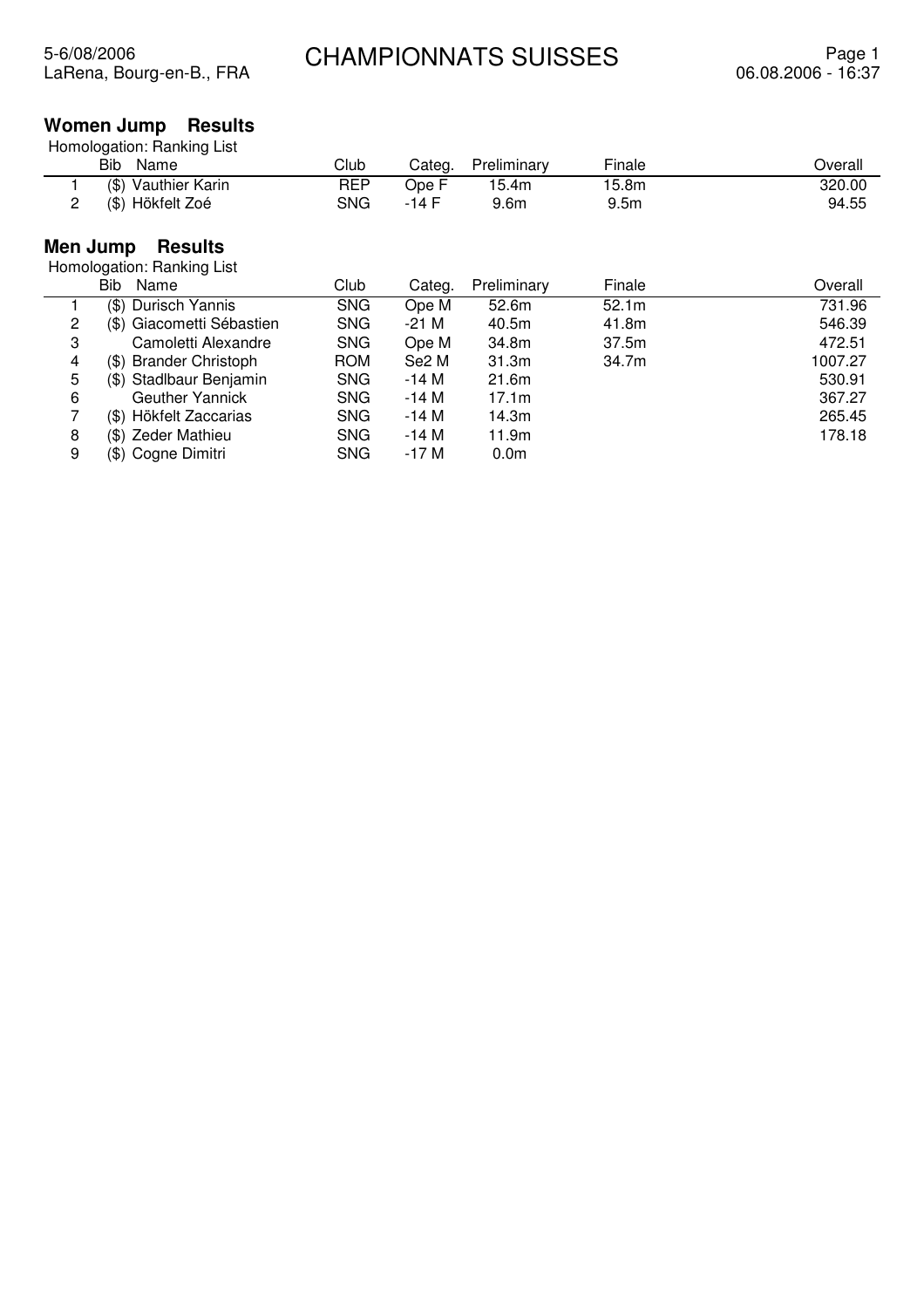# CHAMPIONNATS SUISSES

5-6/08/2006
LaRena, Bourg-en-B., FRA

06.08.2006 - 16:37

## Women Jump Results

Homologation: Ranking List

| | Bib | Name | Club | Categ. | Preliminary | Finale | Overall |
|---|---|---|---|---|---|---|---|
| 1 | ($) | Vauthier Karin | REP | Ope F | 15.4m | 15.8m | 320.00 |
| 2 | ($) | Hökfelt Zoé | SNG | -14 F | 9.6m | 9.5m | 94.55 |

## Men Jump Results

Homologation: Ranking List

| | Bib | Name | Club | Categ. | Preliminary | Finale | Overall |
|---|---|---|---|---|---|---|---|
| 1 | ($) | Durisch Yannis | SNG | Ope M | 52.6m | 52.1m | 731.96 |
| 2 | ($) | Giacometti Sébastien | SNG | -21 M | 40.5m | 41.8m | 546.39 |
| 3 | | Camoletti Alexandre | SNG | Ope M | 34.8m | 37.5m | 472.51 |
| 4 | ($) | Brander Christoph | ROM | Se2 M | 31.3m | 34.7m | 1007.27 |
| 5 | ($) | Stadlbaur Benjamin | SNG | -14 M | 21.6m | | 530.91 |
| 6 | | Geuther Yannick | SNG | -14 M | 17.1m | | 367.27 |
| 7 | ($) | Hökfelt Zaccarias | SNG | -14 M | 14.3m | | 265.45 |
| 8 | ($) | Zeder Mathieu | SNG | -14 M | 11.9m | | 178.18 |
| 9 | ($) | Cogne Dimitri | SNG | -17 M | 0.0m | | |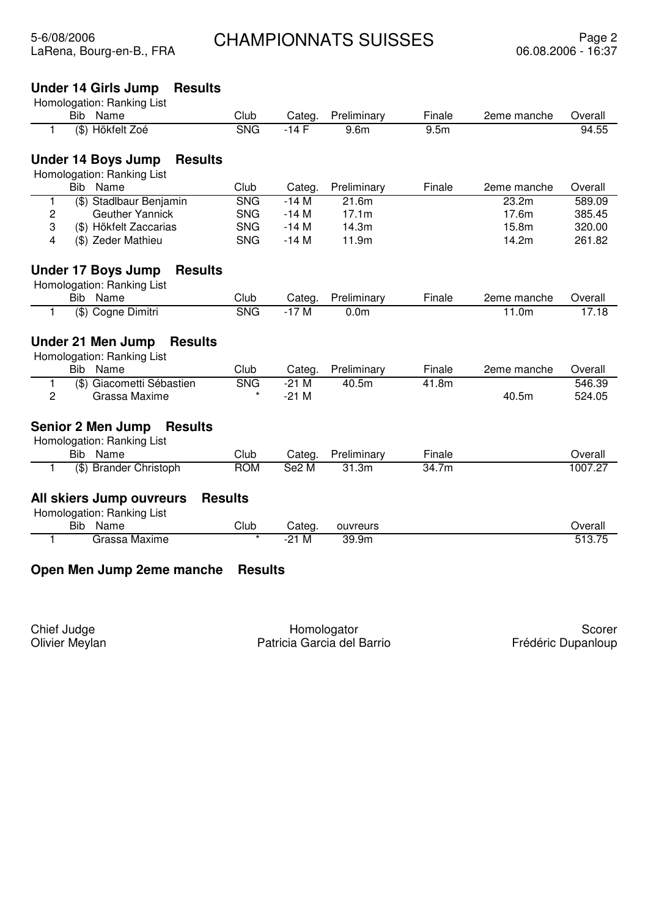## Under 14 Girls Jump Results

Homologation: Ranking List

| | Bib Name | Club | Categ. | Preliminary | Finale | 2eme manche | Overall |
|---|---|---|---|---|---|---|---|
| 1 | ($) Hökfelt Zoé | SNG | -14 F | 9.6m | 9.5m | | 94.55 |

## Under 14 Boys Jump Results

Homologation: Ranking List

| | Bib Name | Club | Categ. | Preliminary | Finale | 2eme manche | Overall |
|---|---|---|---|---|---|---|---|
| 1 | ($) Stadlbaur Benjamin | SNG | -14 M | 21.6m | | 23.2m | 589.09 |
| 2 | Geuther Yannick | SNG | -14 M | 17.1m | | 17.6m | 385.45 |
| 3 | ($) Hökfelt Zaccarias | SNG | -14 M | 14.3m | | 15.8m | 320.00 |
| 4 | ($) Zeder Mathieu | SNG | -14 M | 11.9m | | 14.2m | 261.82 |

## Under 17 Boys Jump Results

Homologation: Ranking List

| | Bib Name | Club | Categ. | Preliminary | Finale | 2eme manche | Overall |
|---|---|---|---|---|---|---|---|
| 1 | ($) Cogne Dimitri | SNG | -17 M | 0.0m | | 11.0m | 17.18 |

## Under 21 Men Jump Results

Homologation: Ranking List

| | Bib Name | Club | Categ. | Preliminary | Finale | 2eme manche | Overall |
|---|---|---|---|---|---|---|---|
| 1 | ($) Giacometti Sébastien | SNG | -21 M | 40.5m | 41.8m | | 546.39 |
| 2 | Grassa Maxime | * | -21 M | | | 40.5m | 524.05 |

## Senior 2 Men Jump Results

Homologation: Ranking List

| | Bib Name | Club | Categ. | Preliminary | Finale | Overall |
|---|---|---|---|---|---|---|
| 1 | ($) Brander Christoph | ROM | Se2 M | 31.3m | 34.7m | 1007.27 |

## All skiers Jump ouvreurs Results

Homologation: Ranking List

| | Bib Name | Club | Categ. | ouvreurs | Overall |
|---|---|---|---|---|---|
| 1 | Grassa Maxime | * | -21 M | 39.9m | 513.75 |

## Open Men Jump 2eme manche Results

Chief Judge
Olivier Meylan

Homologator
Patricia Garcia del Barrio

Scorer
Frédéric Dupanloup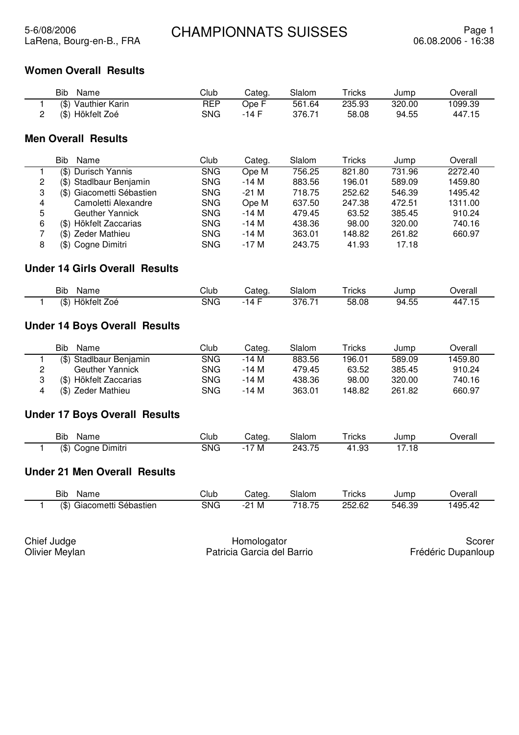5-6/08/2006
LaRena, Bourg-en-B., FRA

# CHAMPIONNATS SUISSES

06.08.2006 - 16:38

## Women Overall Results

| | Bib | Name | Club | Categ. | Slalom | Tricks | Jump | Overall |
|---|---|---|---|---|---|---|---|---|
| 1 | ($) | Vauthier Karin | REP | Ope F | 561.64 | 235.93 | 320.00 | 1099.39 |
| 2 | ($) | Hökfelt Zoé | SNG | -14 F | 376.71 | 58.08 | 94.55 | 447.15 |

## Men Overall Results

| | Bib | Name | Club | Categ. | Slalom | Tricks | Jump | Overall |
|---|---|---|---|---|---|---|---|---|
| 1 | ($) | Durisch Yannis | SNG | Ope M | 756.25 | 821.80 | 731.96 | 2272.40 |
| 2 | ($) | Stadlbaur Benjamin | SNG | -14 M | 883.56 | 196.01 | 589.09 | 1459.80 |
| 3 | ($) | Giacometti Sébastien | SNG | -21 M | 718.75 | 252.62 | 546.39 | 1495.42 |
| 4 | | Camoletti Alexandre | SNG | Ope M | 637.50 | 247.38 | 472.51 | 1311.00 |
| 5 | | Geuther Yannick | SNG | -14 M | 479.45 | 63.52 | 385.45 | 910.24 |
| 6 | ($) | Hökfelt Zaccarias | SNG | -14 M | 438.36 | 98.00 | 320.00 | 740.16 |
| 7 | ($) | Zeder Mathieu | SNG | -14 M | 363.01 | 148.82 | 261.82 | 660.97 |
| 8 | ($) | Cogne Dimitri | SNG | -17 M | 243.75 | 41.93 | 17.18 | |

## Under 14 Girls Overall Results

| | Bib | Name | Club | Categ. | Slalom | Tricks | Jump | Overall |
|---|---|---|---|---|---|---|---|---|
| 1 | ($) | Hökfelt Zoé | SNG | -14 F | 376.71 | 58.08 | 94.55 | 447.15 |

## Under 14 Boys Overall Results

| | Bib | Name | Club | Categ. | Slalom | Tricks | Jump | Overall |
|---|---|---|---|---|---|---|---|---|
| 1 | ($) | Stadlbaur Benjamin | SNG | -14 M | 883.56 | 196.01 | 589.09 | 1459.80 |
| 2 | | Geuther Yannick | SNG | -14 M | 479.45 | 63.52 | 385.45 | 910.24 |
| 3 | ($) | Hökfelt Zaccarias | SNG | -14 M | 438.36 | 98.00 | 320.00 | 740.16 |
| 4 | ($) | Zeder Mathieu | SNG | -14 M | 363.01 | 148.82 | 261.82 | 660.97 |

## Under 17 Boys Overall Results

| | Bib | Name | Club | Categ. | Slalom | Tricks | Jump | Overall |
|---|---|---|---|---|---|---|---|---|
| 1 | ($) | Cogne Dimitri | SNG | -17 M | 243.75 | 41.93 | 17.18 | |

## Under 21 Men Overall Results

| | Bib | Name | Club | Categ. | Slalom | Tricks | Jump | Overall |
|---|---|---|---|---|---|---|---|---|
| 1 | ($) | Giacometti Sébastien | SNG | -21 M | 718.75 | 252.62 | 546.39 | 1495.42 |

Chief Judge
Olivier Meylan

Homologator
Patricia Garcia del Barrio

Scorer
Frédéric Dupanloup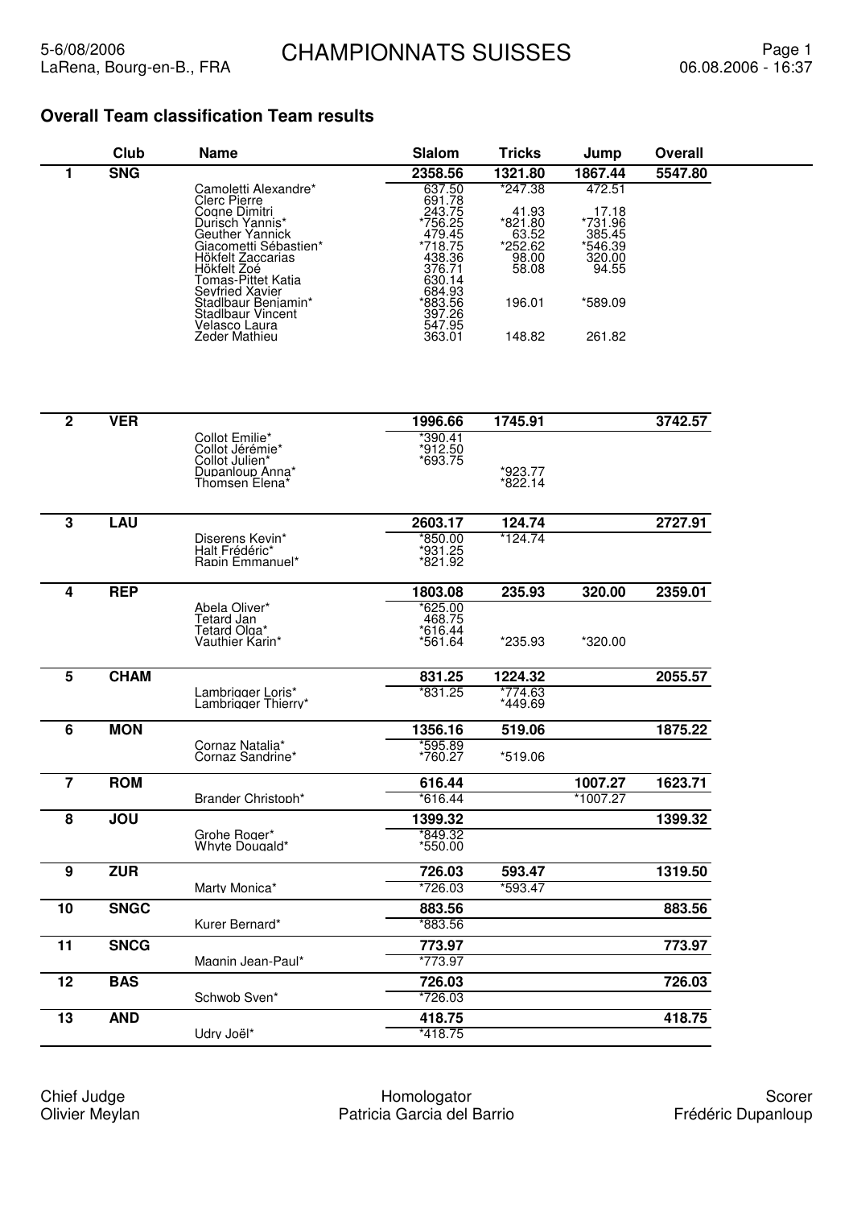# CHAMPIONNATS SUISSES

5-6/08/2006
LaRena, Bourg-en-B., FRA

06.08.2006 - 16:37

## Overall Team classification Team results

| | Club | Name | Slalom | Tricks | Jump | Overall |
|---|---|---|---|---|---|---|
| 1 | SNG | | 2358.56 | 1321.80 | 1867.44 | 5547.80 |
| | | Camoletti Alexandre* | 637.50 | *247.38 | 472.51 | |
| | | Clerc Pierre | 691.78 | | | |
| | | Cogne Dimitri | 243.75 | 41.93 | 17.18 | |
| | | Durisch Yannis* | *756.25 | *821.80 | *731.96 | |
| | | Geuther Yannick | 479.45 | 63.52 | 385.45 | |
| | | Giacometti Sébastien* | *718.75 | *252.62 | *546.39 | |
| | | Hökfelt Zaccarias | 438.36 | 98.00 | 320.00 | |
| | | Hökfelt Zoé | 376.71 | 58.08 | 94.55 | |
| | | Tomas-Pittet Katia | 630.14 | | | |
| | | Seyfried Xavier | 684.93 | | | |
| | | Stadlbaur Benjamin* | *883.56 | 196.01 | *589.09 | |
| | | Stadlbaur Vincent | 397.26 | | | |
| | | Velasco Laura | 547.95 | | | |
| | | Zeder Mathieu | 363.01 | 148.82 | 261.82 | |
| 2 | VER | | 1996.66 | 1745.91 | | 3742.57 |
| | | Collot Emilie* | *390.41 | | | |
| | | Collot Jérémie* | *912.50 | | | |
| | | Collot Julien* | *693.75 | | | |
| | | Dupanloup Anna* | | *923.77 | | |
| | | Thomsen Elena* | | *822.14 | | |
| 3 | LAU | | 2603.17 | 124.74 | | 2727.91 |
| | | Diserens Kevin* | *850.00 | *124.74 | | |
| | | Halt Frédéric* | *931.25 | | | |
| | | Rapin Emmanuel* | *821.92 | | | |
| 4 | REP | | 1803.08 | 235.93 | 320.00 | 2359.01 |
| | | Abela Oliver* | *625.00 | | | |
| | | Tetard Jan | 468.75 | | | |
| | | Tetard Olga* | *616.44 | | | |
| | | Vauthier Karin* | *561.64 | *235.93 | *320.00 | |
| 5 | CHAM | | 831.25 | 1224.32 | | 2055.57 |
| | | Lambrigger Loris* | *831.25 | *774.63 | | |
| | | Lambrigger Thierry* | | *449.69 | | |
| 6 | MON | | 1356.16 | 519.06 | | 1875.22 |
| | | Cornaz Natalia* | *595.89 | | | |
| | | Cornaz Sandrine* | *760.27 | *519.06 | | |
| 7 | ROM | | 616.44 | | 1007.27 | 1623.71 |
| | | Brander Christoph* | *616.44 | | *1007.27 | |
| 8 | JOU | | 1399.32 | | | 1399.32 |
| | | Grohe Roger* | *849.32 | | | |
| | | Whyte Dougald* | *550.00 | | | |
| 9 | ZUR | | 726.03 | 593.47 | | 1319.50 |
| | | Marty Monica* | *726.03 | *593.47 | | |
| 10 | SNGC | | 883.56 | | | 883.56 |
| | | Kurer Bernard* | *883.56 | | | |
| 11 | SNCG | | 773.97 | | | 773.97 |
| | | Magnin Jean-Paul* | *773.97 | | | |
| 12 | BAS | | 726.03 | | | 726.03 |
| | | Schwob Sven* | *726.03 | | | |
| 13 | AND | | 418.75 | | | 418.75 |
| | | Udry Joël* | *418.75 | | | |

Chief Judge
Olivier Meylan

Homologator
Patricia Garcia del Barrio

Scorer
Frédéric Dupanloup